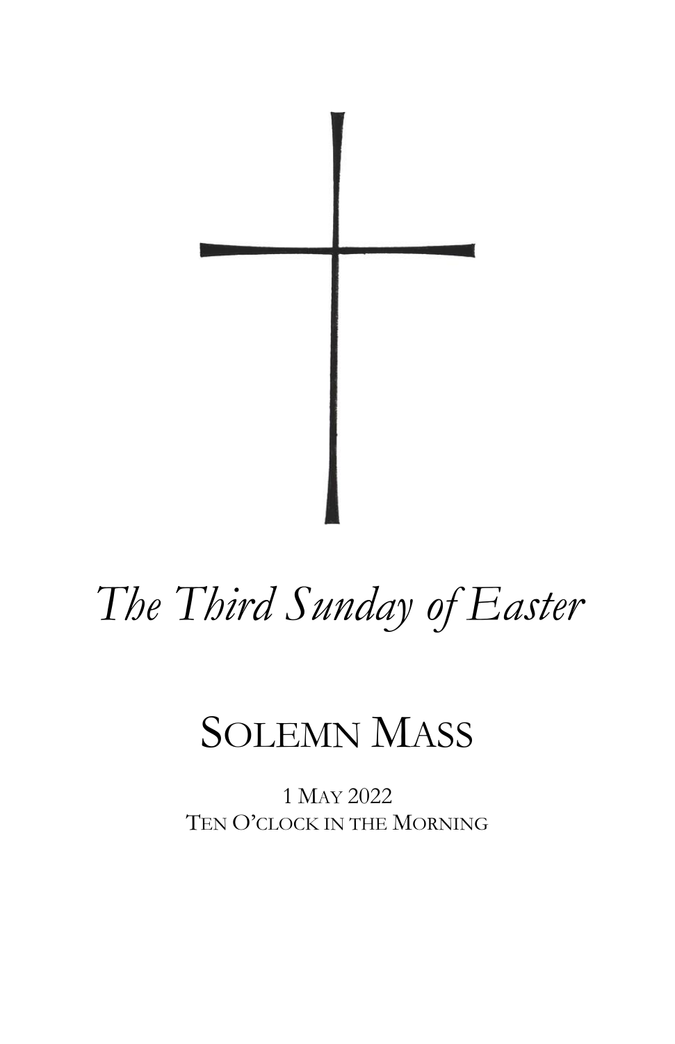# *The Third Sunday of Easter*

## Solemn Mass

1 May 2022
Ten O'clock in the Morning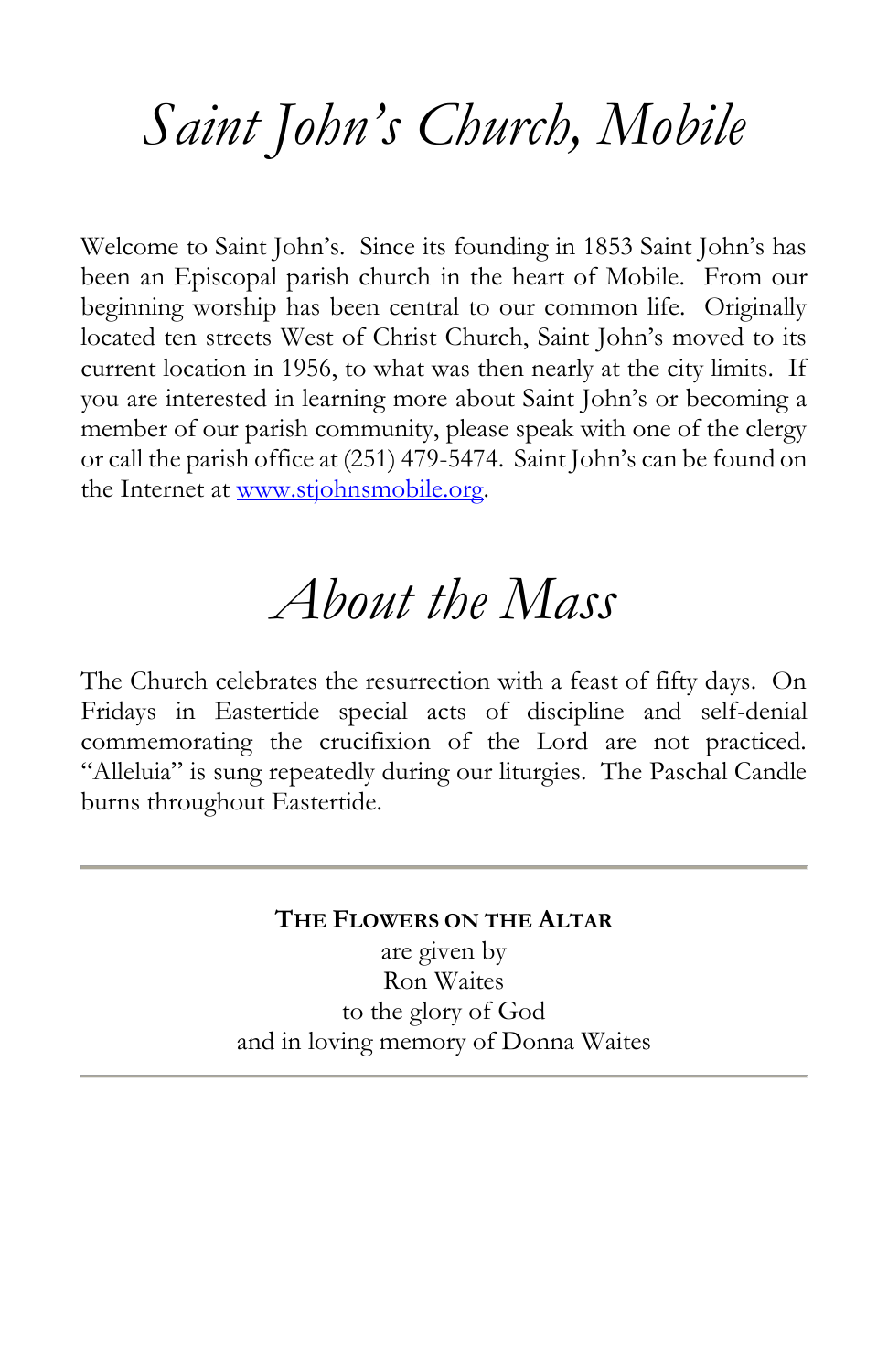# *Saint John's Church, Mobile*

Welcome to Saint John's. Since its founding in 1853 Saint John's has been an Episcopal parish church in the heart of Mobile. From our beginning worship has been central to our common life. Originally located ten streets West of Christ Church, Saint John's moved to its current location in 1956, to what was then nearly at the city limits. If you are interested in learning more about Saint John's or becoming a member of our parish community, please speak with one of the clergy or call the parish office at (251) 479-5474. Saint John's can be found on the Internet at [www.stjohnsmobile.org](http://www.stjohnsmobile.org).

# *About the Mass*

The Church celebrates the resurrection with a feast of fifty days. On Fridays in Eastertide special acts of discipline and self-denial commemorating the crucifixion of the Lord are not practiced. "Alleluia" is sung repeatedly during our liturgies. The Paschal Candle burns throughout Eastertide.

---

**THE FLOWERS ON THE ALTAR**
are given by
Ron Waites
to the glory of God
and in loving memory of Donna Waites

---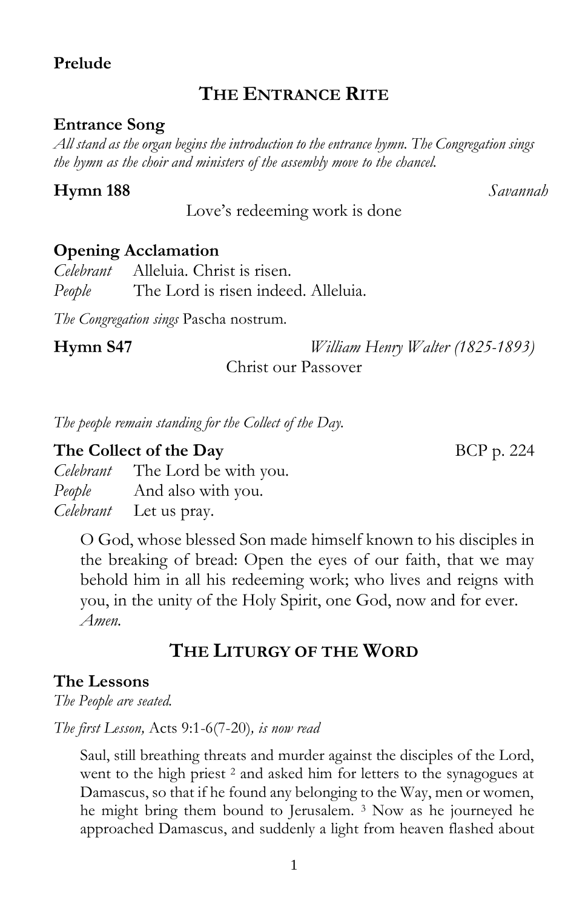**Prelude**

## THE ENTRANCE RITE

**Entrance Song**

*All stand as the organ begins the introduction to the entrance hymn. The Congregation sings the hymn as the choir and ministers of the assembly move to the chancel.*

**Hymn 188** *Savannah*

Love's redeeming work is done

**Opening Acclamation**

*Celebrant* Alleluia. Christ is risen.
*People* The Lord is risen indeed. Alleluia.

*The Congregation sings* Pascha nostrum.

**Hymn S47** *William Henry Walter (1825-1893)*

Christ our Passover

*The people remain standing for the Collect of the Day.*

**The Collect of the Day** BCP p. 224

*Celebrant* The Lord be with you.
*People* And also with you.
*Celebrant* Let us pray.

O God, whose blessed Son made himself known to his disciples in the breaking of bread: Open the eyes of our faith, that we may behold him in all his redeeming work; who lives and reigns with you, in the unity of the Holy Spirit, one God, now and for ever. *Amen.*

## THE LITURGY OF THE WORD

**The Lessons**

*The People are seated.*

*The first Lesson,* Acts 9:1-6(7-20)*, is now read*

Saul, still breathing threats and murder against the disciples of the Lord, went to the high priest [2] and asked him for letters to the synagogues at Damascus, so that if he found any belonging to the Way, men or women, he might bring them bound to Jerusalem. [3] Now as he journeyed he approached Damascus, and suddenly a light from heaven flashed about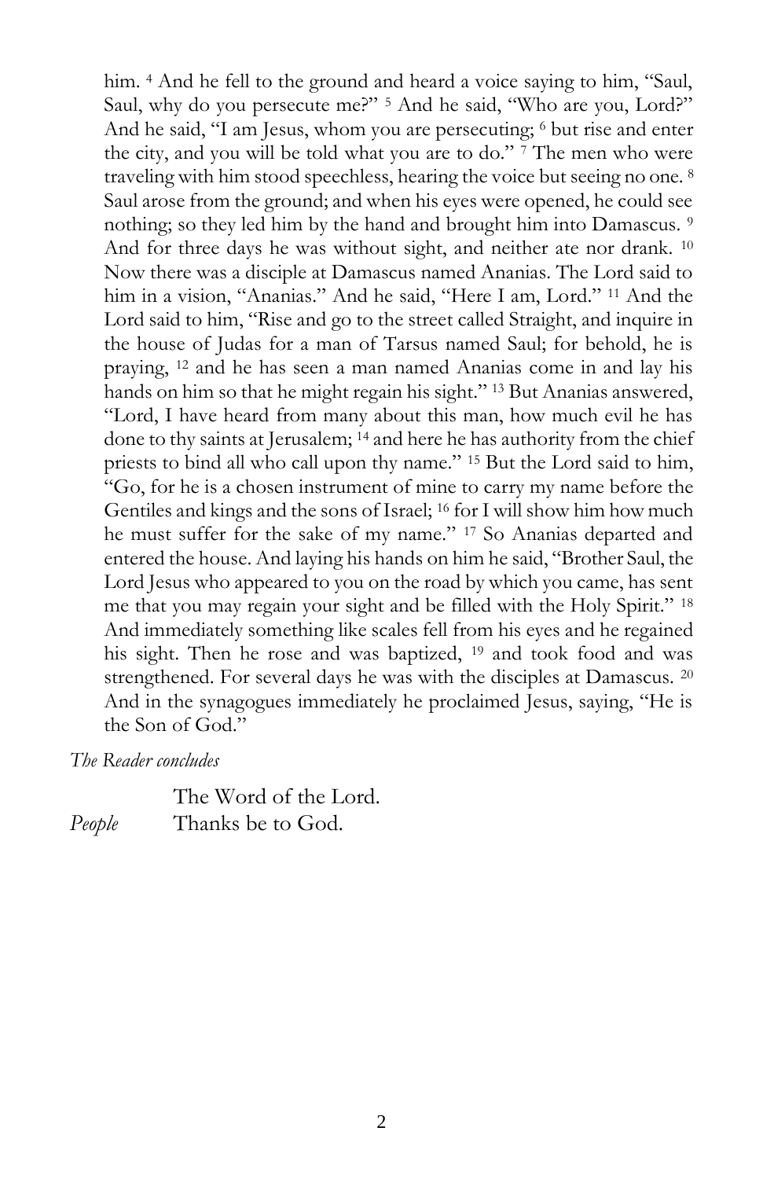him. [4] And he fell to the ground and heard a voice saying to him, "Saul, Saul, why do you persecute me?" [5] And he said, "Who are you, Lord?" And he said, "I am Jesus, whom you are persecuting; [6] but rise and enter the city, and you will be told what you are to do." [7] The men who were traveling with him stood speechless, hearing the voice but seeing no one. [8] Saul arose from the ground; and when his eyes were opened, he could see nothing; so they led him by the hand and brought him into Damascus. [9] And for three days he was without sight, and neither ate nor drank. [10] Now there was a disciple at Damascus named Ananias. The Lord said to him in a vision, "Ananias." And he said, "Here I am, Lord." [11] And the Lord said to him, "Rise and go to the street called Straight, and inquire in the house of Judas for a man of Tarsus named Saul; for behold, he is praying, [12] and he has seen a man named Ananias come in and lay his hands on him so that he might regain his sight." [13] But Ananias answered, "Lord, I have heard from many about this man, how much evil he has done to thy saints at Jerusalem; [14] and here he has authority from the chief priests to bind all who call upon thy name." [15] But the Lord said to him, "Go, for he is a chosen instrument of mine to carry my name before the Gentiles and kings and the sons of Israel; [16] for I will show him how much he must suffer for the sake of my name." [17] So Ananias departed and entered the house. And laying his hands on him he said, "Brother Saul, the Lord Jesus who appeared to you on the road by which you came, has sent me that you may regain your sight and be filled with the Holy Spirit." [18] And immediately something like scales fell from his eyes and he regained his sight. Then he rose and was baptized, [19] and took food and was strengthened. For several days he was with the disciples at Damascus. [20] And in the synagogues immediately he proclaimed Jesus, saying, "He is the Son of God."

*The Reader concludes*

The Word of the Lord.

*People* Thanks be to God.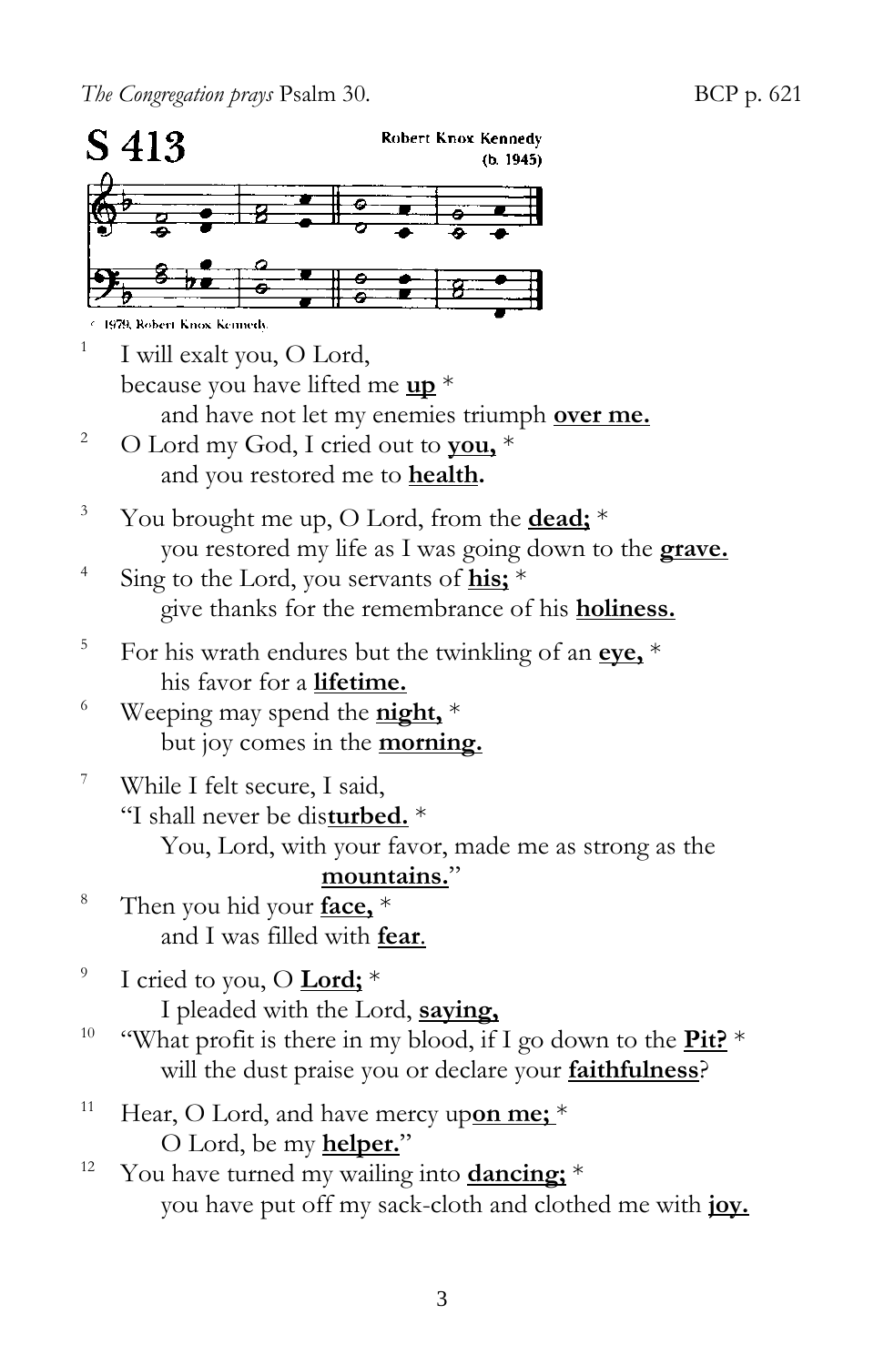*The Congregation prays* Psalm 30. BCP p. 621

## S 413

Robert Knox Kennedy (b. 1945)

© 1979, Robert Knox Kennedy

1 I will exalt you, O Lord,
because you have lifted me **up** *
and have not let my enemies triumph **over me.**

2 O Lord my God, I cried out to **you,** *
and you restored me to **health.**

3 You brought me up, O Lord, from the **dead;** *
you restored my life as I was going down to the **grave.**

4 Sing to the Lord, you servants of **his;** *
give thanks for the remembrance of his **holiness.**

5 For his wrath endures but the twinkling of an **eye,** *
his favor for a **lifetime.**

6 Weeping may spend the **night,** *
but joy comes in the **morning.**

7 While I felt secure, I said,
"I shall never be dis**turbed.** *
You, Lord, with your favor, made me as strong as the **mountains.**"

8 Then you hid your **face,** *
and I was filled with **fear**.

9 I cried to you, O **Lord;** *
I pleaded with the Lord, **saying,**

10 "What profit is there in my blood, if I go down to the **Pit?** *
will the dust praise you or declare your **faithfulness**?

11 Hear, O Lord, and have mercy up**on me;** *
O Lord, be my **helper.**"

12 You have turned my wailing into **dancing;** *
you have put off my sack-cloth and clothed me with **joy.**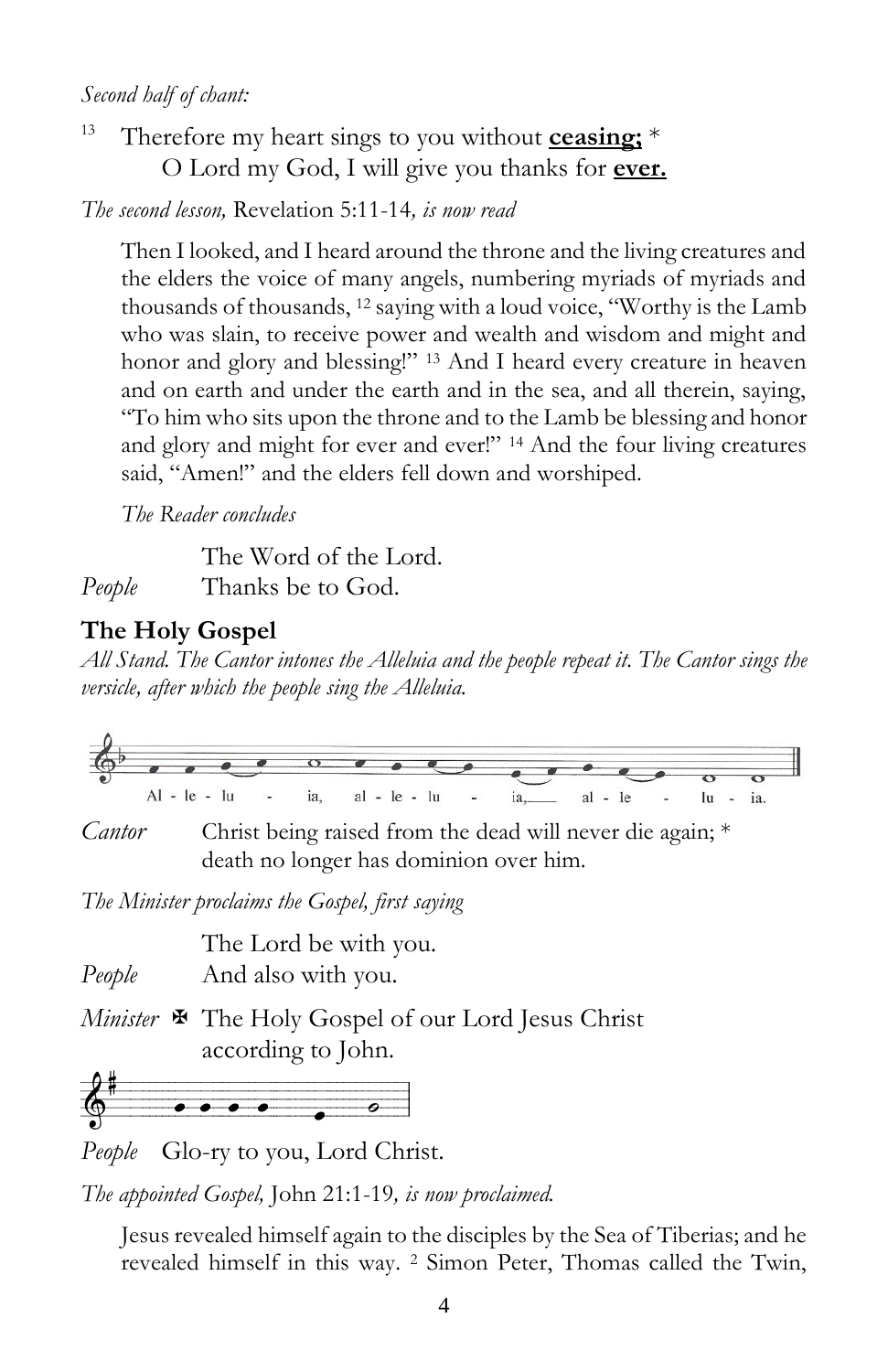*Second half of chant:*

[13] Therefore my heart sings to you without **ceasing;** *
O Lord my God, I will give you thanks for **ever.**

*The second lesson,* Revelation 5:11-14*, is now read*

Then I looked, and I heard around the throne and the living creatures and the elders the voice of many angels, numbering myriads of myriads and thousands of thousands, [12] saying with a loud voice, "Worthy is the Lamb who was slain, to receive power and wealth and wisdom and might and honor and glory and blessing!" [13] And I heard every creature in heaven and on earth and under the earth and in the sea, and all therein, saying, "To him who sits upon the throne and to the Lamb be blessing and honor and glory and might for ever and ever!" [14] And the four living creatures said, "Amen!" and the elders fell down and worshiped.

*The Reader concludes*

The Word of the Lord.
*People* Thanks be to God.

## The Holy Gospel

*All Stand. The Cantor intones the Alleluia and the people repeat it. The Cantor sings the versicle, after which the people sing the Alleluia.*

Al - le - lu - ia, al - le - lu - ia, al - le - lu - ia.

*Cantor* Christ being raised from the dead will never die again; *
death no longer has dominion over him.

*The Minister proclaims the Gospel, first saying*

The Lord be with you.
*People* And also with you.

*Minister* ✠ The Holy Gospel of our Lord Jesus Christ according to John.

*People* Glo-ry to you, Lord Christ.

*The appointed Gospel,* John 21:1-19*, is now proclaimed.*

Jesus revealed himself again to the disciples by the Sea of Tiberias; and he revealed himself in this way. [2] Simon Peter, Thomas called the Twin,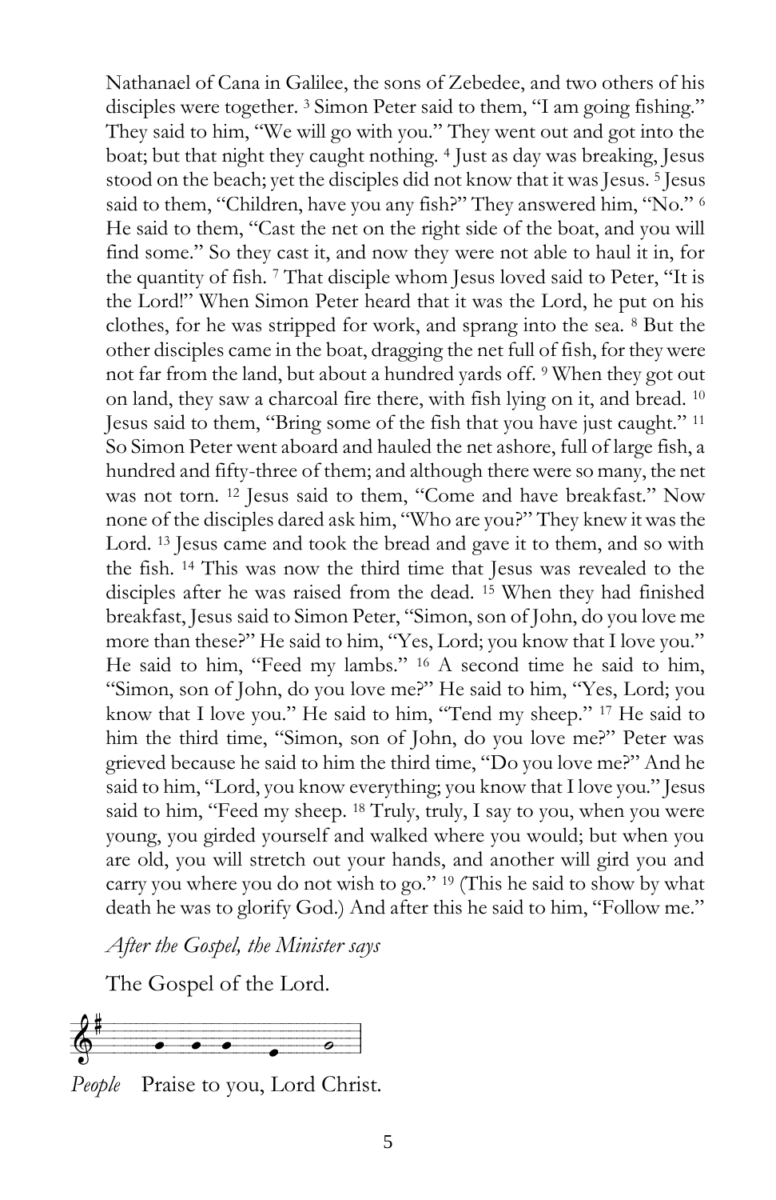Nathanael of Cana in Galilee, the sons of Zebedee, and two others of his disciples were together. [3] Simon Peter said to them, "I am going fishing." They said to him, "We will go with you." They went out and got into the boat; but that night they caught nothing. [4] Just as day was breaking, Jesus stood on the beach; yet the disciples did not know that it was Jesus. [5] Jesus said to them, "Children, have you any fish?" They answered him, "No." [6] He said to them, "Cast the net on the right side of the boat, and you will find some." So they cast it, and now they were not able to haul it in, for the quantity of fish. [7] That disciple whom Jesus loved said to Peter, "It is the Lord!" When Simon Peter heard that it was the Lord, he put on his clothes, for he was stripped for work, and sprang into the sea. [8] But the other disciples came in the boat, dragging the net full of fish, for they were not far from the land, but about a hundred yards off. [9] When they got out on land, they saw a charcoal fire there, with fish lying on it, and bread. [10] Jesus said to them, "Bring some of the fish that you have just caught." [11] So Simon Peter went aboard and hauled the net ashore, full of large fish, a hundred and fifty-three of them; and although there were so many, the net was not torn. [12] Jesus said to them, "Come and have breakfast." Now none of the disciples dared ask him, "Who are you?" They knew it was the Lord. [13] Jesus came and took the bread and gave it to them, and so with the fish. [14] This was now the third time that Jesus was revealed to the disciples after he was raised from the dead. [15] When they had finished breakfast, Jesus said to Simon Peter, "Simon, son of John, do you love me more than these?" He said to him, "Yes, Lord; you know that I love you." He said to him, "Feed my lambs." [16] A second time he said to him, "Simon, son of John, do you love me?" He said to him, "Yes, Lord; you know that I love you." He said to him, "Tend my sheep." [17] He said to him the third time, "Simon, son of John, do you love me?" Peter was grieved because he said to him the third time, "Do you love me?" And he said to him, "Lord, you know everything; you know that I love you." Jesus said to him, "Feed my sheep. [18] Truly, truly, I say to you, when you were young, you girded yourself and walked where you would; but when you are old, you will stretch out your hands, and another will gird you and carry you where you do not wish to go." [19] (This he said to show by what death he was to glorify God.) And after this he said to him, "Follow me."

*After the Gospel, the Minister says*

The Gospel of the Lord.

*People* Praise to you, Lord Christ.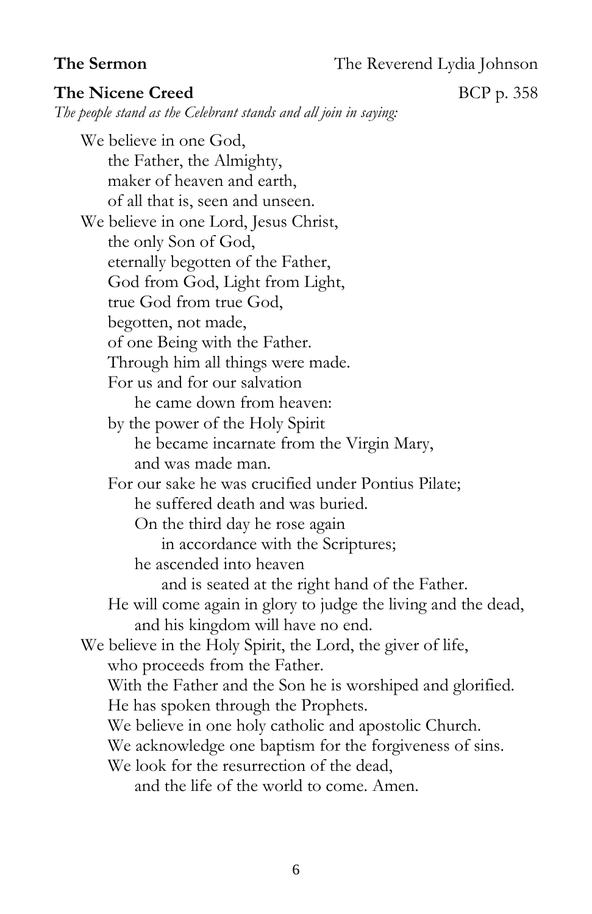**The Sermon** The Reverend Lydia Johnson

**The Nicene Creed** BCP p. 358

*The people stand as the Celebrant stands and all join in saying:*

We believe in one God,
the Father, the Almighty,
maker of heaven and earth,
of all that is, seen and unseen.
We believe in one Lord, Jesus Christ,
the only Son of God,
eternally begotten of the Father,
God from God, Light from Light,
true God from true God,
begotten, not made,
of one Being with the Father.
Through him all things were made.
For us and for our salvation
he came down from heaven:
by the power of the Holy Spirit
he became incarnate from the Virgin Mary,
and was made man.
For our sake he was crucified under Pontius Pilate;
he suffered death and was buried.
On the third day he rose again
in accordance with the Scriptures;
he ascended into heaven
and is seated at the right hand of the Father.
He will come again in glory to judge the living and the dead,
and his kingdom will have no end.
We believe in the Holy Spirit, the Lord, the giver of life,
who proceeds from the Father.
With the Father and the Son he is worshiped and glorified.
He has spoken through the Prophets.
We believe in one holy catholic and apostolic Church.
We acknowledge one baptism for the forgiveness of sins.
We look for the resurrection of the dead,
and the life of the world to come. Amen.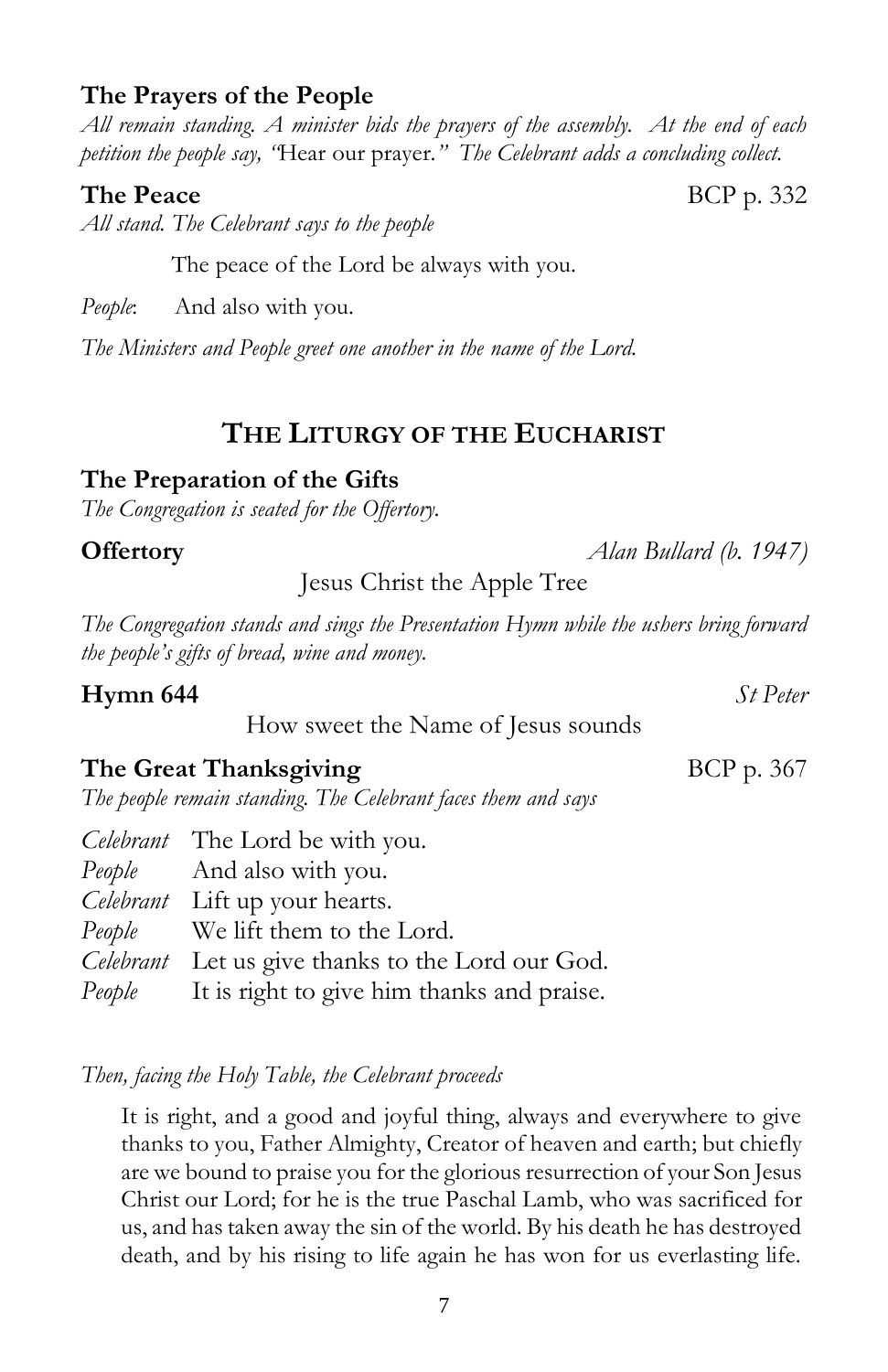### The Prayers of the People

*All remain standing. A minister bids the prayers of the assembly. At the end of each petition the people say, "*Hear our prayer.*" The Celebrant adds a concluding collect.*

### The Peace BCP p. 332

*All stand. The Celebrant says to the people*

The peace of the Lord be always with you.

*People*: And also with you.

*The Ministers and People greet one another in the name of the Lord.*

## THE LITURGY OF THE EUCHARIST

### The Preparation of the Gifts

*The Congregation is seated for the Offertory.*

**Offertory** *Alan Bullard (b. 1947)*

Jesus Christ the Apple Tree

*The Congregation stands and sings the Presentation Hymn while the ushers bring forward the people's gifts of bread, wine and money.*

**Hymn 644** *St Peter*

How sweet the Name of Jesus sounds

### The Great Thanksgiving BCP p. 367

*The people remain standing. The Celebrant faces them and says*

*Celebrant* The Lord be with you.
*People* And also with you.
*Celebrant* Lift up your hearts.
*People* We lift them to the Lord.
*Celebrant* Let us give thanks to the Lord our God.
*People* It is right to give him thanks and praise.

*Then, facing the Holy Table, the Celebrant proceeds*

It is right, and a good and joyful thing, always and everywhere to give thanks to you, Father Almighty, Creator of heaven and earth; but chiefly are we bound to praise you for the glorious resurrection of your Son Jesus Christ our Lord; for he is the true Paschal Lamb, who was sacrificed for us, and has taken away the sin of the world. By his death he has destroyed death, and by his rising to life again he has won for us everlasting life.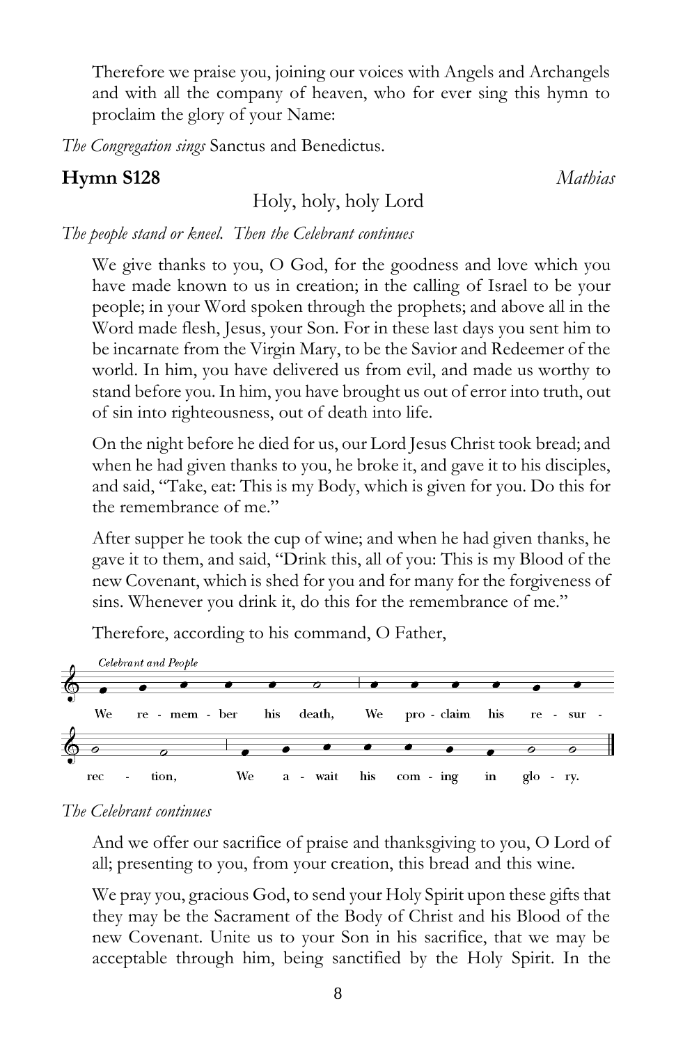Therefore we praise you, joining our voices with Angels and Archangels and with all the company of heaven, who for ever sing this hymn to proclaim the glory of your Name:

*The Congregation sings* Sanctus and Benedictus.

**Hymn S128** *Mathias*

Holy, holy, holy Lord

*The people stand or kneel. Then the Celebrant continues*

We give thanks to you, O God, for the goodness and love which you have made known to us in creation; in the calling of Israel to be your people; in your Word spoken through the prophets; and above all in the Word made flesh, Jesus, your Son. For in these last days you sent him to be incarnate from the Virgin Mary, to be the Savior and Redeemer of the world. In him, you have delivered us from evil, and made us worthy to stand before you. In him, you have brought us out of error into truth, out of sin into righteousness, out of death into life.

On the night before he died for us, our Lord Jesus Christ took bread; and when he had given thanks to you, he broke it, and gave it to his disciples, and said, "Take, eat: This is my Body, which is given for you. Do this for the remembrance of me."

After supper he took the cup of wine; and when he had given thanks, he gave it to them, and said, "Drink this, all of you: This is my Blood of the new Covenant, which is shed for you and for many for the forgiveness of sins. Whenever you drink it, do this for the remembrance of me."

Therefore, according to his command, O Father,

*Celebrant and People*

We re - mem - ber his death, We pro - claim his re - sur - rec - tion, We a - wait his com - ing in glo - ry.

*The Celebrant continues*

And we offer our sacrifice of praise and thanksgiving to you, O Lord of all; presenting to you, from your creation, this bread and this wine.

We pray you, gracious God, to send your Holy Spirit upon these gifts that they may be the Sacrament of the Body of Christ and his Blood of the new Covenant. Unite us to your Son in his sacrifice, that we may be acceptable through him, being sanctified by the Holy Spirit. In the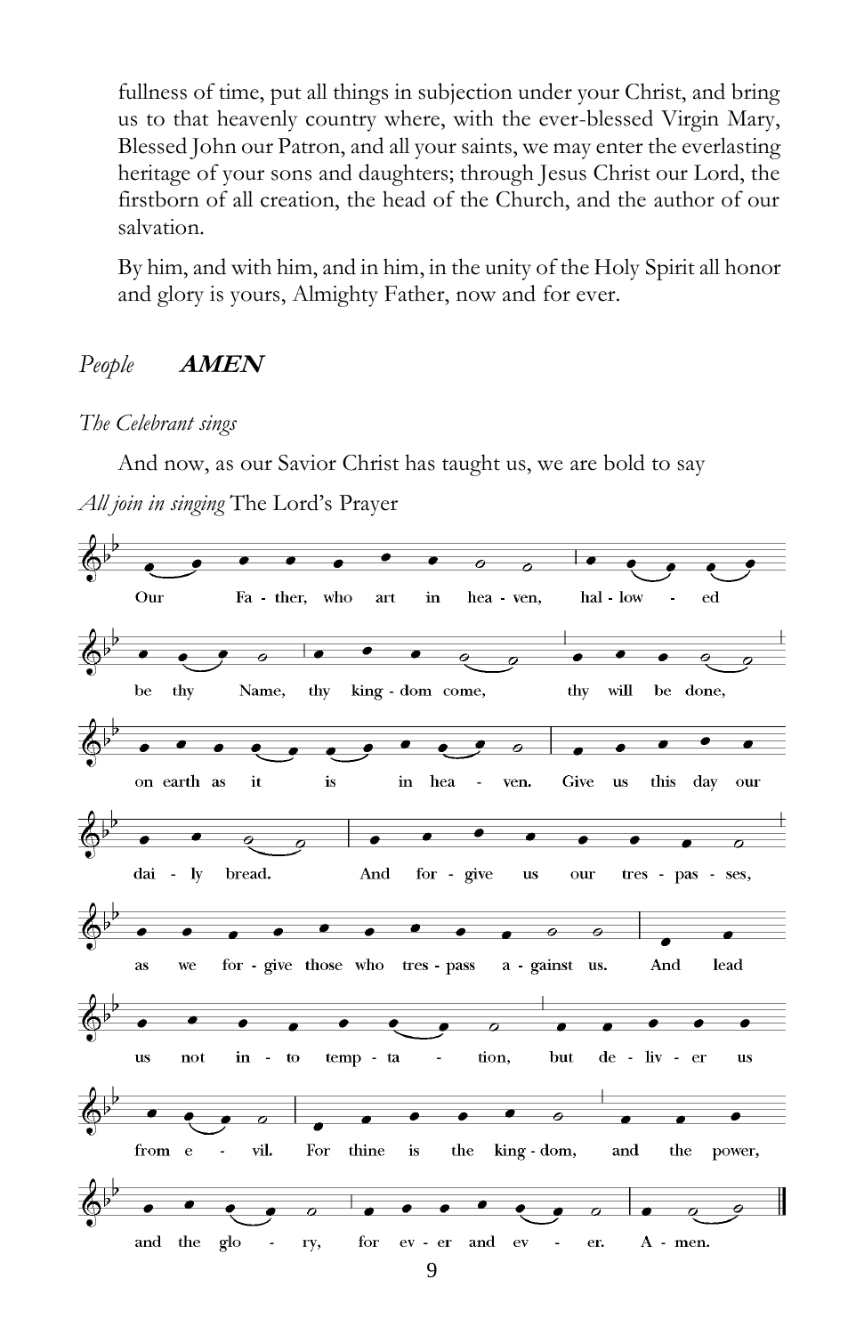fullness of time, put all things in subjection under your Christ, and bring us to that heavenly country where, with the ever-blessed Virgin Mary, Blessed John our Patron, and all your saints, we may enter the everlasting heritage of your sons and daughters; through Jesus Christ our Lord, the firstborn of all creation, the head of the Church, and the author of our salvation.

By him, and with him, and in him, in the unity of the Holy Spirit all honor and glory is yours, Almighty Father, now and for ever.

*People* ***AMEN***

*The Celebrant sings*

And now, as our Savior Christ has taught us, we are bold to say

*All join in singing* The Lord's Prayer

Our Fa - ther, who art in hea - ven, hal - low - ed be thy Name, thy king - dom come, thy will be done, on earth as it is in hea - ven. Give us this day our dai - ly bread. And for - give us our tres - pas - ses, as we for - give those who tres - pass a - gainst us. And lead us not in - to temp - ta - tion, but de - liv - er us from e - vil. For thine is the king - dom, and the power, and the glo - ry, for ev - er and ev - er. A - men.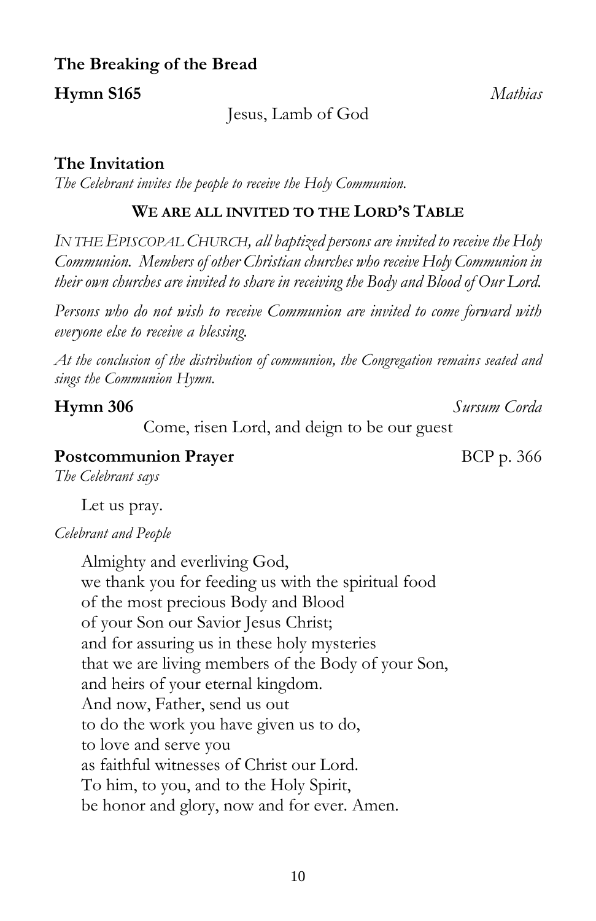**The Breaking of the Bread**

**Hymn S165** *Mathias*

Jesus, Lamb of God

**The Invitation**

*The Celebrant invites the people to receive the Holy Communion.*

**WE ARE ALL INVITED TO THE LORD'S TABLE**

*IN THE EPISCOPAL CHURCH, all baptized persons are invited to receive the Holy Communion. Members of other Christian churches who receive Holy Communion in their own churches are invited to share in receiving the Body and Blood of Our Lord.*

*Persons who do not wish to receive Communion are invited to come forward with everyone else to receive a blessing.*

*At the conclusion of the distribution of communion, the Congregation remains seated and sings the Communion Hymn.*

**Hymn 306** *Sursum Corda*

Come, risen Lord, and deign to be our guest

**Postcommunion Prayer** BCP p. 366

*The Celebrant says*

Let us pray.

*Celebrant and People*

Almighty and everliving God,
we thank you for feeding us with the spiritual food
of the most precious Body and Blood
of your Son our Savior Jesus Christ;
and for assuring us in these holy mysteries
that we are living members of the Body of your Son,
and heirs of your eternal kingdom.
And now, Father, send us out
to do the work you have given us to do,
to love and serve you
as faithful witnesses of Christ our Lord.
To him, to you, and to the Holy Spirit,
be honor and glory, now and for ever. Amen.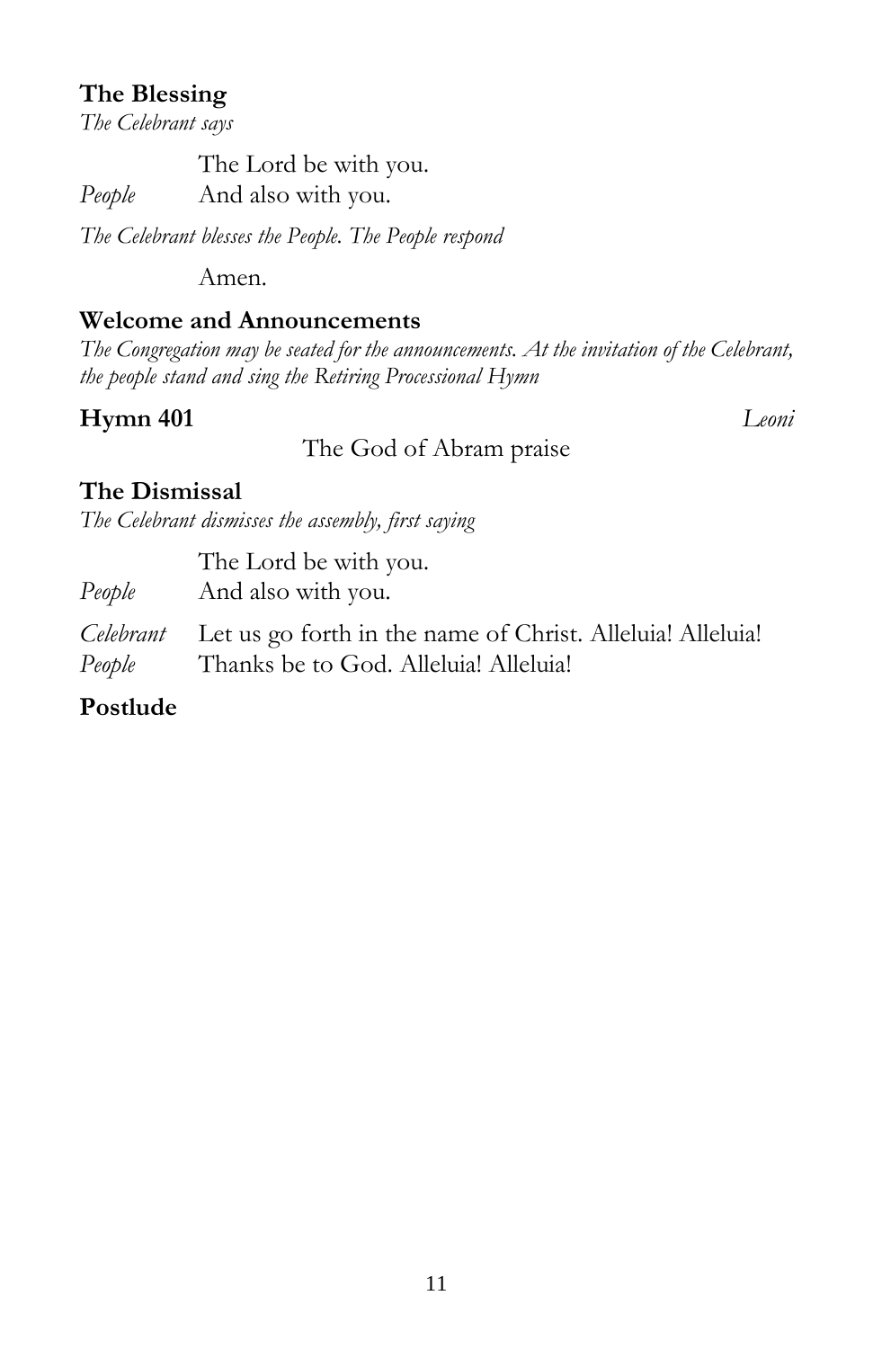**The Blessing**

*The Celebrant says*

The Lord be with you.

*People* And also with you.

*The Celebrant blesses the People. The People respond*

Amen.

**Welcome and Announcements**

*The Congregation may be seated for the announcements. At the invitation of the Celebrant, the people stand and sing the Retiring Processional Hymn*

**Hymn 401** *Leoni*

The God of Abram praise

**The Dismissal**

*The Celebrant dismisses the assembly, first saying*

The Lord be with you.

*People* And also with you.

*Celebrant* Let us go forth in the name of Christ. Alleluia! Alleluia!

*People* Thanks be to God. Alleluia! Alleluia!

**Postlude**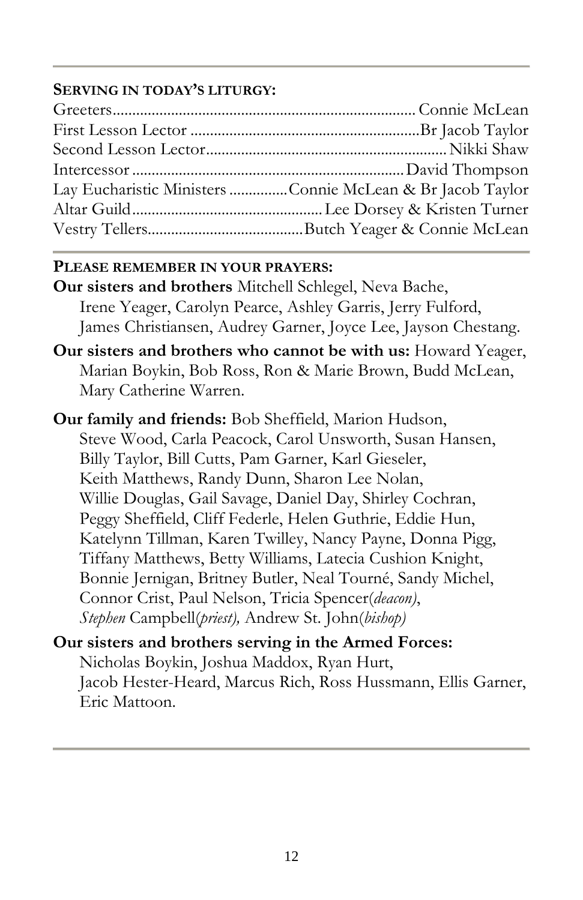## SERVING IN TODAY'S LITURGY:

| | |
|---|---|
| Greeters | Connie McLean |
| First Lesson Lector | Br Jacob Taylor |
| Second Lesson Lector | Nikki Shaw |
| Intercessor | David Thompson |
| Lay Eucharistic Ministers | Connie McLean & Br Jacob Taylor |
| Altar Guild | Lee Dorsey & Kristen Turner |
| Vestry Tellers | Butch Yeager & Connie McLean |

## PLEASE REMEMBER IN YOUR PRAYERS:

**Our sisters and brothers** Mitchell Schlegel, Neva Bache, Irene Yeager, Carolyn Pearce, Ashley Garris, Jerry Fulford, James Christiansen, Audrey Garner, Joyce Lee, Jayson Chestang.

**Our sisters and brothers who cannot be with us:** Howard Yeager, Marian Boykin, Bob Ross, Ron & Marie Brown, Budd McLean, Mary Catherine Warren.

**Our family and friends:** Bob Sheffield, Marion Hudson, Steve Wood, Carla Peacock, Carol Unsworth, Susan Hansen, Billy Taylor, Bill Cutts, Pam Garner, Karl Gieseler, Keith Matthews, Randy Dunn, Sharon Lee Nolan, Willie Douglas, Gail Savage, Daniel Day, Shirley Cochran, Peggy Sheffield, Cliff Federle, Helen Guthrie, Eddie Hun, Katelynn Tillman, Karen Twilley, Nancy Payne, Donna Pigg, Tiffany Matthews, Betty Williams, Latecia Cushion Knight, Bonnie Jernigan, Britney Butler, Neal Tourné, Sandy Michel, Connor Crist, Paul Nelson, Tricia Spencer(*deacon)*, *Stephen* Campbell(*priest),* Andrew St. John(*bishop)*

**Our sisters and brothers serving in the Armed Forces:** Nicholas Boykin, Joshua Maddox, Ryan Hurt, Jacob Hester-Heard, Marcus Rich, Ross Hussmann, Ellis Garner, Eric Mattoon.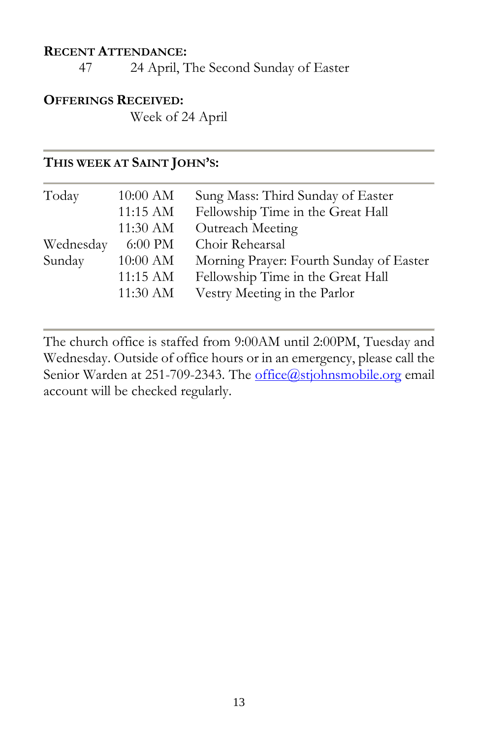**RECENT ATTENDANCE:**

47 24 April, The Second Sunday of Easter

**OFFERINGS RECEIVED:**

Week of 24 April

---

**THIS WEEK AT SAINT JOHN'S:**

| | | |
|---|---|---|
| Today | 10:00 AM | Sung Mass: Third Sunday of Easter |
| | 11:15 AM | Fellowship Time in the Great Hall |
| | 11:30 AM | Outreach Meeting |
| Wednesday | 6:00 PM | Choir Rehearsal |
| Sunday | 10:00 AM | Morning Prayer: Fourth Sunday of Easter |
| | 11:15 AM | Fellowship Time in the Great Hall |
| | 11:30 AM | Vestry Meeting in the Parlor |

---

The church office is staffed from 9:00AM until 2:00PM, Tuesday and Wednesday. Outside of office hours or in an emergency, please call the Senior Warden at 251-709-2343. The office@stjohnsmobile.org email account will be checked regularly.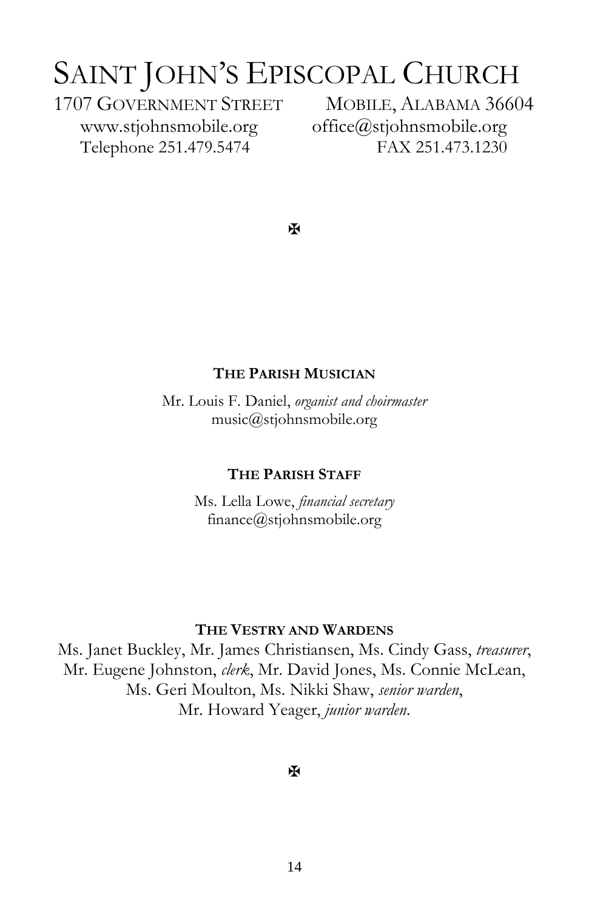# SAINT JOHN'S EPISCOPAL CHURCH

1707 GOVERNMENT STREET MOBILE, ALABAMA 36604
www.stjohnsmobile.org office@stjohnsmobile.org
Telephone 251.479.5474 FAX 251.473.1230

✠

**THE PARISH MUSICIAN**

Mr. Louis F. Daniel, *organist and choirmaster*
music@stjohnsmobile.org

**THE PARISH STAFF**

Ms. Lella Lowe, *financial secretary*
finance@stjohnsmobile.org

**THE VESTRY AND WARDENS**

Ms. Janet Buckley, Mr. James Christiansen, Ms. Cindy Gass, *treasurer*, Mr. Eugene Johnston, *clerk*, Mr. David Jones, Ms. Connie McLean, Ms. Geri Moulton, Ms. Nikki Shaw, *senior warden*, Mr. Howard Yeager, *junior warden*.

✠